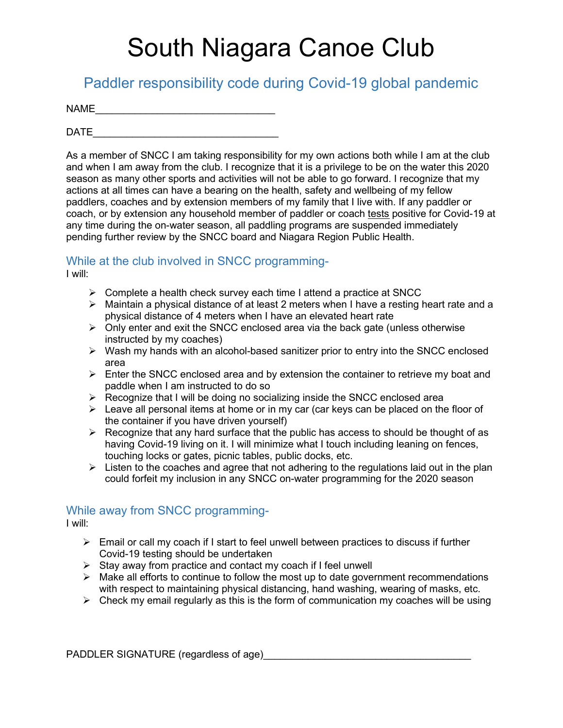# South Niagara Canoe Club

## Paddler responsibility code during Covid-19 global pandemic

NAME_______________________________

DATE________________________________

As a member of SNCC I am taking responsibility for my own actions both while I am at the club and when I am away from the club. I recognize that it is a privilege to be on the water this 2020 season as many other sports and activities will not be able to go forward. I recognize that my actions at all times can have a bearing on the health, safety and wellbeing of my fellow paddlers, coaches and by extension members of my family that I live with. If any paddler or coach, or by extension any household member of paddler or coach tests positive for Covid-19 at any time during the on-water season, all paddling programs are suspended immediately pending further review by the SNCC board and Niagara Region Public Health.

### While at the club involved in SNCC programming-

I will:

- Complete a health check survey each time I attend a practice at SNCC
- Maintain a physical distance of at least 2 meters when I have a resting heart rate and a physical distance of 4 meters when I have an elevated heart rate
- Only enter and exit the SNCC enclosed area via the back gate (unless otherwise instructed by my coaches)
- Wash my hands with an alcohol-based sanitizer prior to entry into the SNCC enclosed area
- Enter the SNCC enclosed area and by extension the container to retrieve my boat and paddle when I am instructed to do so
- Recognize that I will be doing no socializing inside the SNCC enclosed area
- Leave all personal items at home or in my car (car keys can be placed on the floor of the container if you have driven yourself)
- Recognize that any hard surface that the public has access to should be thought of as having Covid-19 living on it. I will minimize what I touch including leaning on fences, touching locks or gates, picnic tables, public docks, etc.
- Listen to the coaches and agree that not adhering to the regulations laid out in the plan could forfeit my inclusion in any SNCC on-water programming for the 2020 season

### While away from SNCC programming-

I will:

- Email or call my coach if I start to feel unwell between practices to discuss if further Covid-19 testing should be undertaken
- Stay away from practice and contact my coach if I feel unwell
- Make all efforts to continue to follow the most up to date government recommendations with respect to maintaining physical distancing, hand washing, wearing of masks, etc.
- Check my email regularly as this is the form of communication my coaches will be using

PADDLER SIGNATURE (regardless of age)____________________________________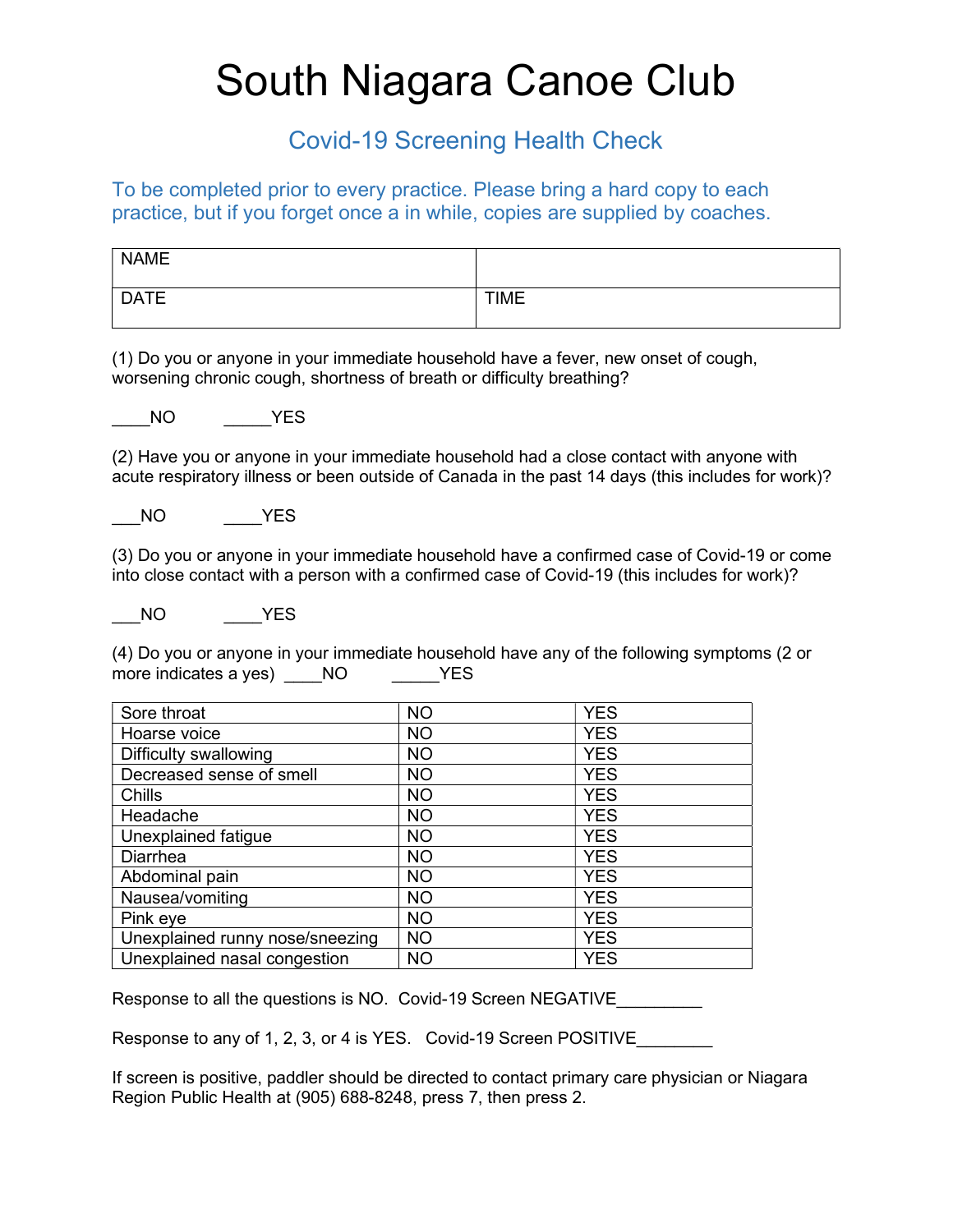# South Niagara Canoe Club

## Covid-19 Screening Health Check

To be completed prior to every practice. Please bring a hard copy to each practice, but if you forget once a in while, copies are supplied by coaches.

| | |
|---|---|
| NAME | |
| DATE | TIME |

(1) Do you or anyone in your immediate household have a fever, new onset of cough, worsening chronic cough, shortness of breath or difficulty breathing?

____NO _____YES

(2) Have you or anyone in your immediate household had a close contact with anyone with acute respiratory illness or been outside of Canada in the past 14 days (this includes for work)?

___NO ____YES

(3) Do you or anyone in your immediate household have a confirmed case of Covid-19 or come into close contact with a person with a confirmed case of Covid-19 (this includes for work)?

___NO ____YES

(4) Do you or anyone in your immediate household have any of the following symptoms (2 or more indicates a yes) ____NO _____YES

| | | |
|---|---|---|
| Sore throat | NO | YES |
| Hoarse voice | NO | YES |
| Difficulty swallowing | NO | YES |
| Decreased sense of smell | NO | YES |
| Chills | NO | YES |
| Headache | NO | YES |
| Unexplained fatigue | NO | YES |
| Diarrhea | NO | YES |
| Abdominal pain | NO | YES |
| Nausea/vomiting | NO | YES |
| Pink eye | NO | YES |
| Unexplained runny nose/sneezing | NO | YES |
| Unexplained nasal congestion | NO | YES |

Response to all the questions is NO. Covid-19 Screen NEGATIVE_________

Response to any of 1, 2, 3, or 4 is YES. Covid-19 Screen POSITIVE________

If screen is positive, paddler should be directed to contact primary care physician or Niagara Region Public Health at (905) 688-8248, press 7, then press 2.